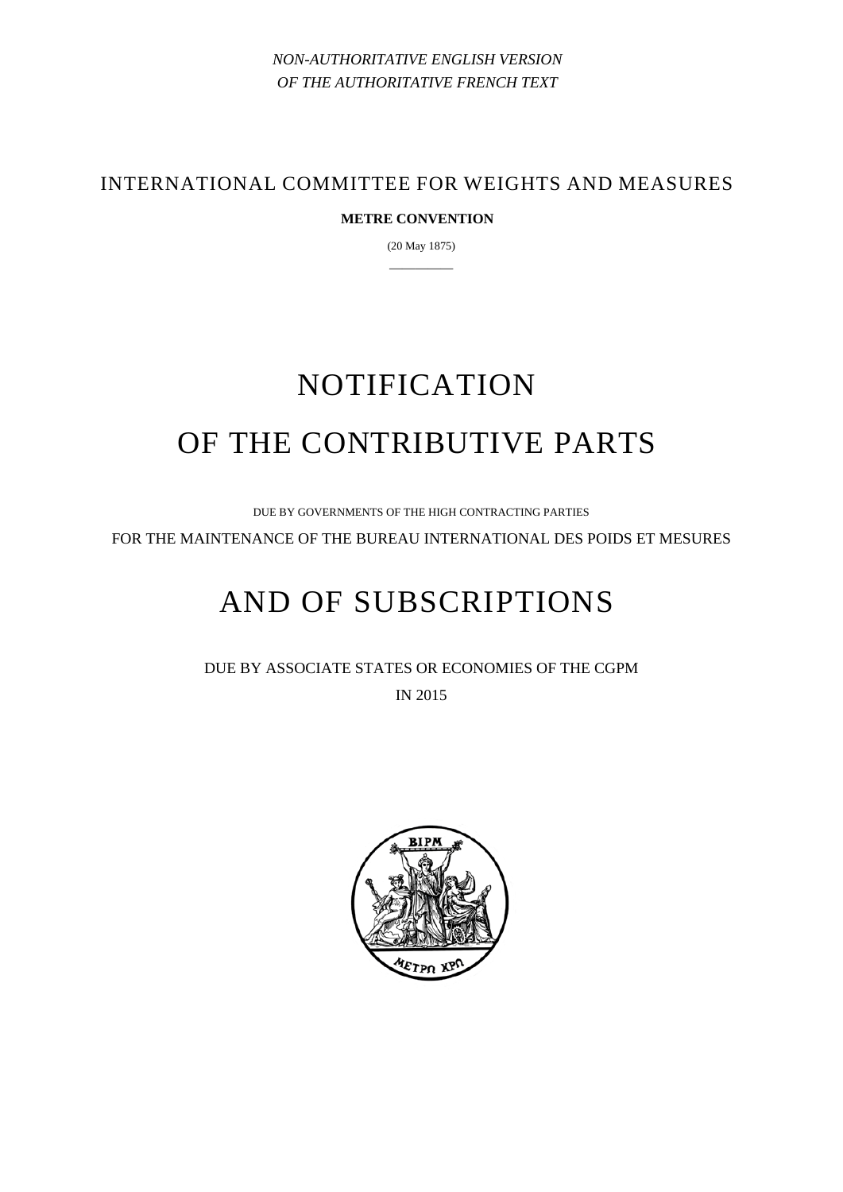*NON-AUTHORITATIVE ENGLISH VERSION*
*OF THE AUTHORITATIVE FRENCH TEXT*

INTERNATIONAL COMMITTEE FOR WEIGHTS AND MEASURES

**METRE CONVENTION**

(20 May 1875)

# NOTIFICATION
# OF THE CONTRIBUTIVE PARTS

DUE BY GOVERNMENTS OF THE HIGH CONTRACTING PARTIES

FOR THE MAINTENANCE OF THE BUREAU INTERNATIONAL DES POIDS ET MESURES

# AND OF SUBSCRIPTIONS

DUE BY ASSOCIATE STATES OR ECONOMIES OF THE CGPM

IN 2015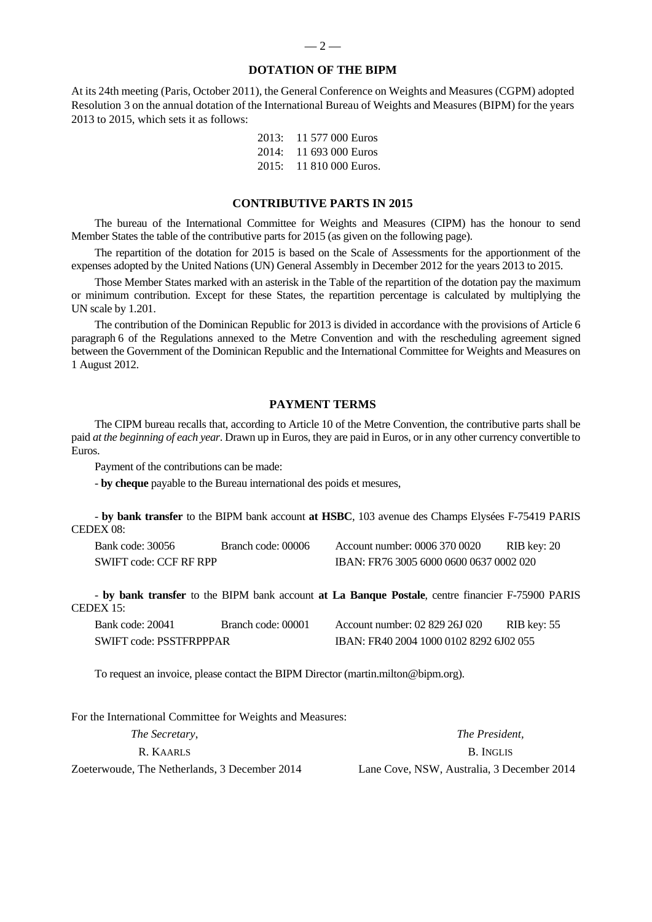## DOTATION OF THE BIPM

At its 24th meeting (Paris, October 2011), the General Conference on Weights and Measures (CGPM) adopted Resolution 3 on the annual dotation of the International Bureau of Weights and Measures (BIPM) for the years 2013 to 2015, which sets it as follows:

2013: 11 577 000 Euros
2014: 11 693 000 Euros
2015: 11 810 000 Euros.

## CONTRIBUTIVE PARTS IN 2015

The bureau of the International Committee for Weights and Measures (CIPM) has the honour to send Member States the table of the contributive parts for 2015 (as given on the following page).

The repartition of the dotation for 2015 is based on the Scale of Assessments for the apportionment of the expenses adopted by the United Nations (UN) General Assembly in December 2012 for the years 2013 to 2015.

Those Member States marked with an asterisk in the Table of the repartition of the dotation pay the maximum or minimum contribution. Except for these States, the repartition percentage is calculated by multiplying the UN scale by 1.201.

The contribution of the Dominican Republic for 2013 is divided in accordance with the provisions of Article 6 paragraph 6 of the Regulations annexed to the Metre Convention and with the rescheduling agreement signed between the Government of the Dominican Republic and the International Committee for Weights and Measures on 1 August 2012.

## PAYMENT TERMS

The CIPM bureau recalls that, according to Article 10 of the Metre Convention, the contributive parts shall be paid *at the beginning of each year*. Drawn up in Euros, they are paid in Euros, or in any other currency convertible to Euros.

Payment of the contributions can be made:

- **by cheque** payable to the Bureau international des poids et mesures,

- **by bank transfer** to the BIPM bank account **at HSBC**, 103 avenue des Champs Elysées F-75419 PARIS CEDEX 08:

| | | | |
|---|---|---|---|
| Bank code: 30056 | Branch code: 00006 | Account number: 0006 370 0020 | RIB key: 20 |
| SWIFT code: CCF RF RPP | | IBAN: FR76 3005 6000 0600 0637 0002 020 | |

- **by bank transfer** to the BIPM bank account **at La Banque Postale**, centre financier F-75900 PARIS CEDEX 15:

| | | | |
|---|---|---|---|
| Bank code: 20041 | Branch code: 00001 | Account number: 02 829 26J 020 | RIB key: 55 |
| SWIFT code: PSSTFRPPPAR | | IBAN: FR40 2004 1000 0102 8292 6J02 055 | |

To request an invoice, please contact the BIPM Director (martin.milton@bipm.org).

For the International Committee for Weights and Measures:

*The Secretary*,
R. Kaarls
Zoeterwoude, The Netherlands, 3 December 2014

*The President*,
B. Inglis
Lane Cove, NSW, Australia, 3 December 2014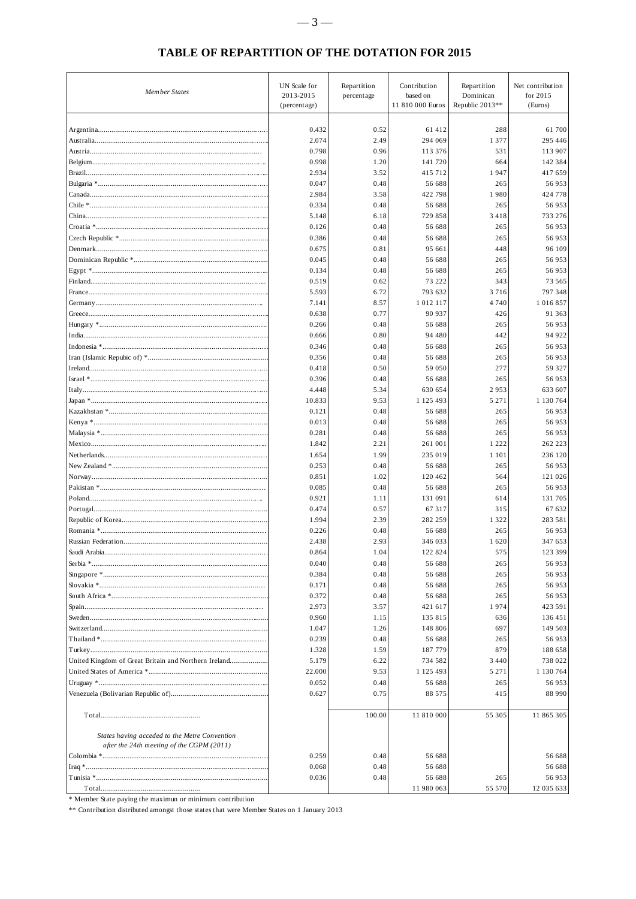## TABLE OF REPARTITION OF THE DOTATION FOR 2015

| *Member States* | UN Scale for 2013-2015 (percentage) | Repartition percentage | Contribution based on 11 810 000 Euros | Repartition Dominican Republic 2013** | Net contribution for 2015 (Euros) |
|---|---|---|---|---|---|
| Argentina | 0.432 | 0.52 | 61 412 | 288 | 61 700 |
| Australia | 2.074 | 2.49 | 294 069 | 1 377 | 295 446 |
| Austria | 0.798 | 0.96 | 113 376 | 531 | 113 907 |
| Belgium | 0.998 | 1.20 | 141 720 | 664 | 142 384 |
| Brazil | 2.934 | 3.52 | 415 712 | 1 947 | 417 659 |
| Bulgaria * | 0.047 | 0.48 | 56 688 | 265 | 56 953 |
| Canada | 2.984 | 3.58 | 422 798 | 1 980 | 424 778 |
| Chile * | 0.334 | 0.48 | 56 688 | 265 | 56 953 |
| China | 5.148 | 6.18 | 729 858 | 3 418 | 733 276 |
| Croatia * | 0.126 | 0.48 | 56 688 | 265 | 56 953 |
| Czech Republic * | 0.386 | 0.48 | 56 688 | 265 | 56 953 |
| Denmark | 0.675 | 0.81 | 95 661 | 448 | 96 109 |
| Dominican Republic * | 0.045 | 0.48 | 56 688 | 265 | 56 953 |
| Egypt * | 0.134 | 0.48 | 56 688 | 265 | 56 953 |
| Finland | 0.519 | 0.62 | 73 222 | 343 | 73 565 |
| France | 5.593 | 6.72 | 793 632 | 3 716 | 797 348 |
| Germany | 7.141 | 8.57 | 1 012 117 | 4 740 | 1 016 857 |
| Greece | 0.638 | 0.77 | 90 937 | 426 | 91 363 |
| Hungary * | 0.266 | 0.48 | 56 688 | 265 | 56 953 |
| India | 0.666 | 0.80 | 94 480 | 442 | 94 922 |
| Indonesia * | 0.346 | 0.48 | 56 688 | 265 | 56 953 |
| Iran (Islamic Repubic of) * | 0.356 | 0.48 | 56 688 | 265 | 56 953 |
| Ireland | 0.418 | 0.50 | 59 050 | 277 | 59 327 |
| Israel * | 0.396 | 0.48 | 56 688 | 265 | 56 953 |
| Italy | 4.448 | 5.34 | 630 654 | 2 953 | 633 607 |
| Japan * | 10.833 | 9.53 | 1 125 493 | 5 271 | 1 130 764 |
| Kazakhstan * | 0.121 | 0.48 | 56 688 | 265 | 56 953 |
| Kenya * | 0.013 | 0.48 | 56 688 | 265 | 56 953 |
| Malaysia * | 0.281 | 0.48 | 56 688 | 265 | 56 953 |
| Mexico | 1.842 | 2.21 | 261 001 | 1 222 | 262 223 |
| Netherlands | 1.654 | 1.99 | 235 019 | 1 101 | 236 120 |
| New Zealand * | 0.253 | 0.48 | 56 688 | 265 | 56 953 |
| Norway | 0.851 | 1.02 | 120 462 | 564 | 121 026 |
| Pakistan * | 0.085 | 0.48 | 56 688 | 265 | 56 953 |
| Poland | 0.921 | 1.11 | 131 091 | 614 | 131 705 |
| Portugal | 0.474 | 0.57 | 67 317 | 315 | 67 632 |
| Republic of Korea | 1.994 | 2.39 | 282 259 | 1 322 | 283 581 |
| Romania * | 0.226 | 0.48 | 56 688 | 265 | 56 953 |
| Russian Federation | 2.438 | 2.93 | 346 033 | 1 620 | 347 653 |
| Saudi Arabia | 0.864 | 1.04 | 122 824 | 575 | 123 399 |
| Serbia * | 0.040 | 0.48 | 56 688 | 265 | 56 953 |
| Singapore * | 0.384 | 0.48 | 56 688 | 265 | 56 953 |
| Slovakia * | 0.171 | 0.48 | 56 688 | 265 | 56 953 |
| South Africa * | 0.372 | 0.48 | 56 688 | 265 | 56 953 |
| Spain | 2.973 | 3.57 | 421 617 | 1 974 | 423 591 |
| Sweden | 0.960 | 1.15 | 135 815 | 636 | 136 451 |
| Switzerland | 1.047 | 1.26 | 148 806 | 697 | 149 503 |
| Thailand * | 0.239 | 0.48 | 56 688 | 265 | 56 953 |
| Turkey | 1.328 | 1.59 | 187 779 | 879 | 188 658 |
| United Kingdom of Great Britain and Northern Ireland | 5.179 | 6.22 | 734 582 | 3 440 | 738 022 |
| United States of America * | 22.000 | 9.53 | 1 125 493 | 5 271 | 1 130 764 |
| Uruguay * | 0.052 | 0.48 | 56 688 | 265 | 56 953 |
| Venezuela (Bolivarian Republic of) | 0.627 | 0.75 | 88 575 | 415 | 88 990 |
| Total | | 100.00 | 11 810 000 | 55 305 | 11 865 305 |
| *States having acceded to the Metre Convention after the 24th meeting of the CGPM (2011)* | | | | | |
| Colombia * | 0.259 | 0.48 | 56 688 | | 56 688 |
| Iraq * | 0.068 | 0.48 | 56 688 | | 56 688 |
| Tunisia * | 0.036 | 0.48 | 56 688 | 265 | 56 953 |
| Total | | | 11 980 063 | 55 570 | 12 035 633 |

\* Member State paying the maximun or minimum contribution

\*\* Contribution distributed amongst those states that were Member States on 1 January 2013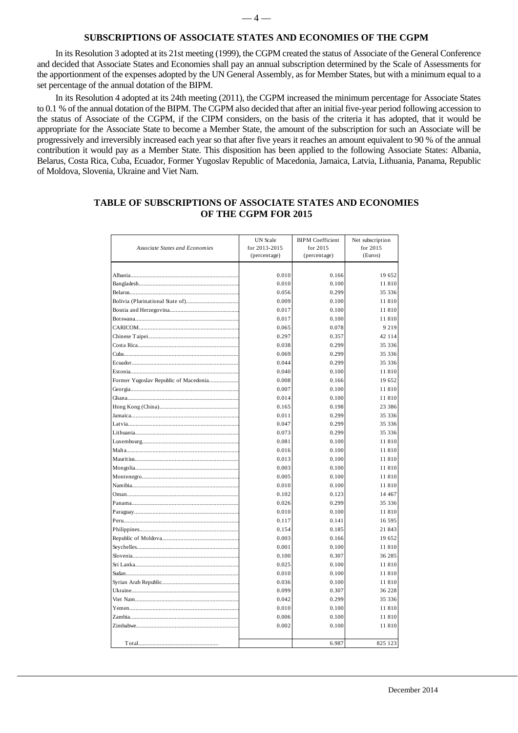## SUBSCRIPTIONS OF ASSOCIATE STATES AND ECONOMIES OF THE CGPM

In its Resolution 3 adopted at its 21st meeting (1999), the CGPM created the status of Associate of the General Conference and decided that Associate States and Economies shall pay an annual subscription determined by the Scale of Assessments for the apportionment of the expenses adopted by the UN General Assembly, as for Member States, but with a minimum equal to a set percentage of the annual dotation of the BIPM.

In its Resolution 4 adopted at its 24th meeting (2011), the CGPM increased the minimum percentage for Associate States to 0.1 % of the annual dotation of the BIPM. The CGPM also decided that after an initial five-year period following accession to the status of Associate of the CGPM, if the CIPM considers, on the basis of the criteria it has adopted, that it would be appropriate for the Associate State to become a Member State, the amount of the subscription for such an Associate will be progressively and irreversibly increased each year so that after five years it reaches an amount equivalent to 90 % of the annual contribution it would pay as a Member State. This disposition has been applied to the following Associate States: Albania, Belarus, Costa Rica, Cuba, Ecuador, Former Yugoslav Republic of Macedonia, Jamaica, Latvia, Lithuania, Panama, Republic of Moldova, Slovenia, Ukraine and Viet Nam.

## TABLE OF SUBSCRIPTIONS OF ASSOCIATE STATES AND ECONOMIES OF THE CGPM FOR 2015

| *Associate States and Economies* | UN Scale for 2013-2015 (percentage) | BIPM Coefficient for 2015 (percentage) | Net subscription for 2015 (Euros) |
|---|---|---|---|
| Albania | 0.010 | 0.166 | 19 652 |
| Bangladesh | 0.010 | 0.100 | 11 810 |
| Belarus | 0.056 | 0.299 | 35 336 |
| Bolivia (Plurinational State of) | 0.009 | 0.100 | 11 810 |
| Bosnia and Herzegovina | 0.017 | 0.100 | 11 810 |
| Botswana | 0.017 | 0.100 | 11 810 |
| CARICOM | 0.065 | 0.078 | 9 219 |
| Chinese Taipei | 0.297 | 0.357 | 42 114 |
| Costa Rica | 0.038 | 0.299 | 35 336 |
| Cuba | 0.069 | 0.299 | 35 336 |
| Ecuador | 0.044 | 0.299 | 35 336 |
| Estonia | 0.040 | 0.100 | 11 810 |
| Former Yugoslav Republic of Macedonia | 0.008 | 0.166 | 19 652 |
| Georgia | 0.007 | 0.100 | 11 810 |
| Ghana | 0.014 | 0.100 | 11 810 |
| Hong Kong (China) | 0.165 | 0.198 | 23 386 |
| Jamaica | 0.011 | 0.299 | 35 336 |
| Latvia | 0.047 | 0.299 | 35 336 |
| Lithuania | 0.073 | 0.299 | 35 336 |
| Luxembourg | 0.081 | 0.100 | 11 810 |
| Malta | 0.016 | 0.100 | 11 810 |
| Mauritius | 0.013 | 0.100 | 11 810 |
| Mongolia | 0.003 | 0.100 | 11 810 |
| Montenegro | 0.005 | 0.100 | 11 810 |
| Namibia | 0.010 | 0.100 | 11 810 |
| Oman | 0.102 | 0.123 | 14 467 |
| Panama | 0.026 | 0.299 | 35 336 |
| Paraguay | 0.010 | 0.100 | 11 810 |
| Peru | 0.117 | 0.141 | 16 595 |
| Philippines | 0.154 | 0.185 | 21 843 |
| Republic of Moldova | 0.003 | 0.166 | 19 652 |
| Seychelles | 0.001 | 0.100 | 11 810 |
| Slovenia | 0.100 | 0.307 | 36 285 |
| Sri Lanka | 0.025 | 0.100 | 11 810 |
| Sudan | 0.010 | 0.100 | 11 810 |
| Syrian Arab Republic | 0.036 | 0.100 | 11 810 |
| Ukraine | 0.099 | 0.307 | 36 228 |
| Viet Nam | 0.042 | 0.299 | 35 336 |
| Yemen | 0.010 | 0.100 | 11 810 |
| Zambia | 0.006 | 0.100 | 11 810 |
| Zimbabwe | 0.002 | 0.100 | 11 810 |
| Total | | 6.987 | 825 123 |

December 2014